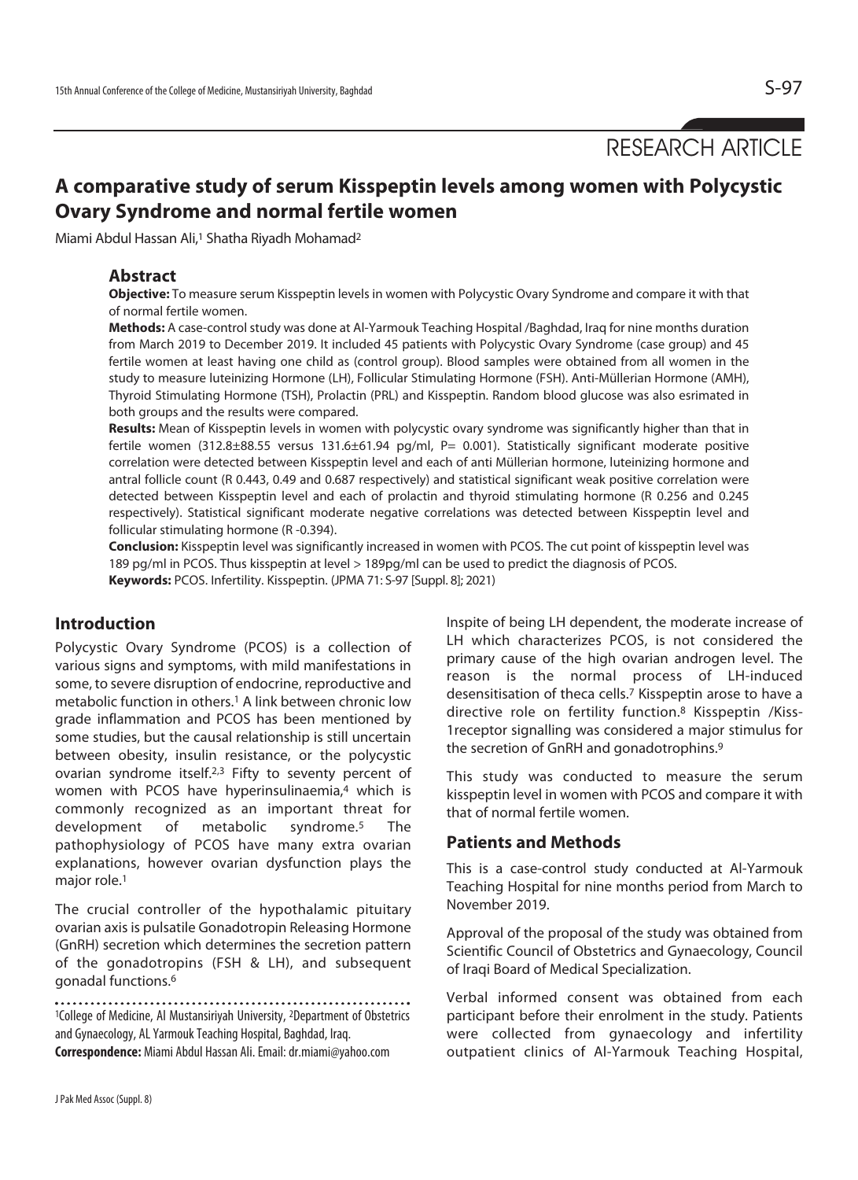RESEARCH ARTICLE

# A comparative study of serum Kisspeptin levels among women with Polycystic Ovary Syndrome and normal fertile women

Miami Abdul Hassan Ali,[1] Shatha Riyadh Mohamad[2]

## Abstract

**Objective:** To measure serum Kisspeptin levels in women with Polycystic Ovary Syndrome and compare it with that of normal fertile women.

**Methods:** A case-control study was done at Al-Yarmouk Teaching Hospital /Baghdad, Iraq for nine months duration from March 2019 to December 2019. It included 45 patients with Polycystic Ovary Syndrome (case group) and 45 fertile women at least having one child as (control group). Blood samples were obtained from all women in the study to measure luteinizing Hormone (LH), Follicular Stimulating Hormone (FSH). Anti-Müllerian Hormone (AMH), Thyroid Stimulating Hormone (TSH), Prolactin (PRL) and Kisspeptin. Random blood glucose was also esrimated in both groups and the results were compared.

**Results:** Mean of Kisspeptin levels in women with polycystic ovary syndrome was significantly higher than that in fertile women (312.8±88.55 versus 131.6±61.94 pg/ml, P= 0.001). Statistically significant moderate positive correlation were detected between Kisspeptin level and each of anti Müllerian hormone, luteinizing hormone and antral follicle count (R 0.443, 0.49 and 0.687 respectively) and statistical significant weak positive correlation were detected between Kisspeptin level and each of prolactin and thyroid stimulating hormone (R 0.256 and 0.245 respectively). Statistical significant moderate negative correlations was detected between Kisspeptin level and follicular stimulating hormone (R -0.394).

**Conclusion:** Kisspeptin level was significantly increased in women with PCOS. The cut point of kisspeptin level was 189 pg/ml in PCOS. Thus kisspeptin at level > 189pg/ml can be used to predict the diagnosis of PCOS.

**Keywords:** PCOS. Infertility. Kisspeptin. (JPMA 71: S-97 [Suppl. 8]; 2021)

## Introduction

Polycystic Ovary Syndrome (PCOS) is a collection of various signs and symptoms, with mild manifestations in some, to severe disruption of endocrine, reproductive and metabolic function in others.[1] A link between chronic low grade inflammation and PCOS has been mentioned by some studies, but the causal relationship is still uncertain between obesity, insulin resistance, or the polycystic ovarian syndrome itself.[2,3] Fifty to seventy percent of women with PCOS have hyperinsulinaemia,[4] which is commonly recognized as an important threat for development of metabolic syndrome.[5] The pathophysiology of PCOS have many extra ovarian explanations, however ovarian dysfunction plays the major role.[1]

The crucial controller of the hypothalamic pituitary ovarian axis is pulsatile Gonadotropin Releasing Hormone (GnRH) secretion which determines the secretion pattern of the gonadotropins (FSH & LH), and subsequent gonadal functions.[6]

Inspite of being LH dependent, the moderate increase of LH which characterizes PCOS, is not considered the primary cause of the high ovarian androgen level. The reason is the normal process of LH-induced desensitisation of theca cells.[7] Kisspeptin arose to have a directive role on fertility function.[8] Kisspeptin /Kiss-1receptor signalling was considered a major stimulus for the secretion of GnRH and gonadotrophins.[9]

This study was conducted to measure the serum kisspeptin level in women with PCOS and compare it with that of normal fertile women.

## Patients and Methods

This is a case-control study conducted at Al-Yarmouk Teaching Hospital for nine months period from March to November 2019.

Approval of the proposal of the study was obtained from Scientific Council of Obstetrics and Gynaecology, Council of Iraqi Board of Medical Specialization.

Verbal informed consent was obtained from each participant before their enrolment in the study. Patients were collected from gynaecology and infertility outpatient clinics of Al-Yarmouk Teaching Hospital,

[1]College of Medicine, Al Mustansiriyah University, [2]Department of Obstetrics and Gynaecology, AL Yarmouk Teaching Hospital, Baghdad, Iraq.

**Correspondence:** Miami Abdul Hassan Ali. Email: dr.miami@yahoo.com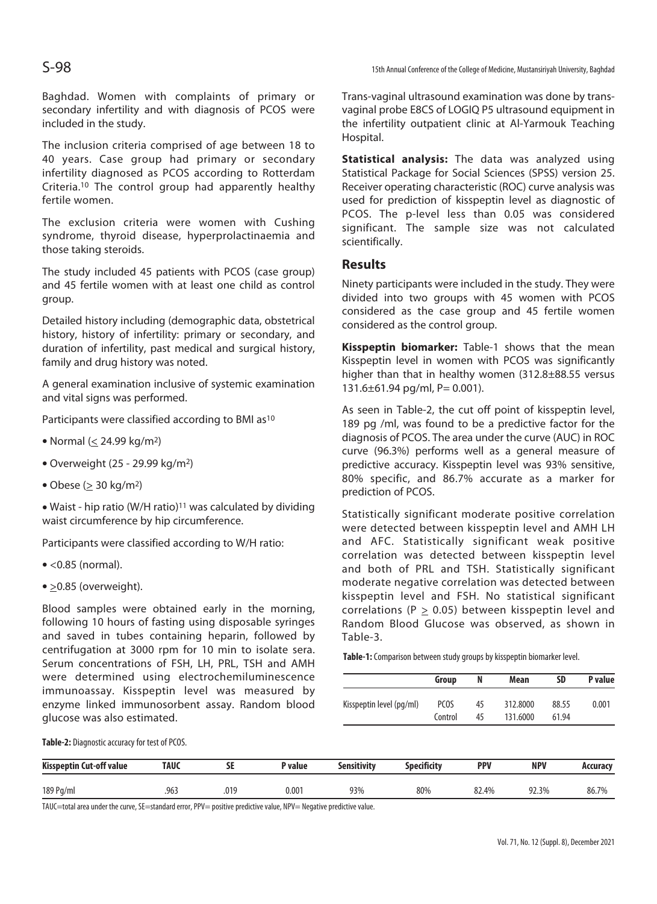Baghdad. Women with complaints of primary or secondary infertility and with diagnosis of PCOS were included in the study.

The inclusion criteria comprised of age between 18 to 40 years. Case group had primary or secondary infertility diagnosed as PCOS according to Rotterdam Criteria.[10] The control group had apparently healthy fertile women.

The exclusion criteria were women with Cushing syndrome, thyroid disease, hyperprolactinaemia and those taking steroids.

The study included 45 patients with PCOS (case group) and 45 fertile women with at least one child as control group.

Detailed history including (demographic data, obstetrical history, history of infertility: primary or secondary, and duration of infertility, past medical and surgical history, family and drug history was noted.

A general examination inclusive of systemic examination and vital signs was performed.

Participants were classified according to BMI as[10]

- Normal ($\leq$ 24.99 kg/m$^2$)
- Overweight (25 - 29.99 kg/m$^2$)
- Obese ($\geq$ 30 kg/m$^2$)
- Waist - hip ratio (W/H ratio)[11] was calculated by dividing waist circumference by hip circumference.

Participants were classified according to W/H ratio:

- <0.85 (normal).
- $\geq$0.85 (overweight).

Blood samples were obtained early in the morning, following 10 hours of fasting using disposable syringes and saved in tubes containing heparin, followed by centrifugation at 3000 rpm for 10 min to isolate sera. Serum concentrations of FSH, LH, PRL, TSH and AMH were determined using electrochemiluminescence immunoassay. Kisspeptin level was measured by enzyme linked immunosorbent assay. Random blood glucose was also estimated.

Trans-vaginal ultrasound examination was done by trans-vaginal probe E8CS of LOGIQ P5 ultrasound equipment in the infertility outpatient clinic at Al-Yarmouk Teaching Hospital.

**Statistical analysis:** The data was analyzed using Statistical Package for Social Sciences (SPSS) version 25. Receiver operating characteristic (ROC) curve analysis was used for prediction of kisspeptin level as diagnostic of PCOS. The p-level less than 0.05 was considered significant. The sample size was not calculated scientifically.

## Results

Ninety participants were included in the study. They were divided into two groups with 45 women with PCOS considered as the case group and 45 fertile women considered as the control group.

**Kisspeptin biomarker:** Table-1 shows that the mean Kisspeptin level in women with PCOS was significantly higher than that in healthy women (312.8±88.55 versus 131.6±61.94 pg/ml, P= 0.001).

As seen in Table-2, the cut off point of kisspeptin level, 189 pg /ml, was found to be a predictive factor for the diagnosis of PCOS. The area under the curve (AUC) in ROC curve (96.3%) performs well as a general measure of predictive accuracy. Kisspeptin level was 93% sensitive, 80% specific, and 86.7% accurate as a marker for prediction of PCOS.

Statistically significant moderate positive correlation were detected between kisspeptin level and AMH LH and AFC. Statistically significant weak positive correlation was detected between kisspeptin level and both of PRL and TSH. Statistically significant moderate negative correlation was detected between kisspeptin level and FSH. No statistical significant correlations ($P \geq 0.05$) between kisspeptin level and Random Blood Glucose was observed, as shown in Table-3.

**Table-1:** Comparison between study groups by kisspeptin biomarker level.

| | Group | N | Mean | SD | P value |
|---|---|---|---|---|---|
| Kisspeptin level (pg/ml) | PCOS | 45 | 312.8000 | 88.55 | 0.001 |
| | Control | 45 | 131.6000 | 61.94 | |

**Table-2:** Diagnostic accuracy for test of PCOS.

| Kisspeptin Cut-off value | TAUC | SE | P value | Sensitivity | Specificity | PPV | NPV | Accuracy |
|---|---|---|---|---|---|---|---|---|
| 189 Pg/ml | .963 | .019 | 0.001 | 93% | 80% | 82.4% | 92.3% | 86.7% |

TAUC=total area under the curve, SE=standard error, PPV= positive predictive value, NPV= Negative predictive value.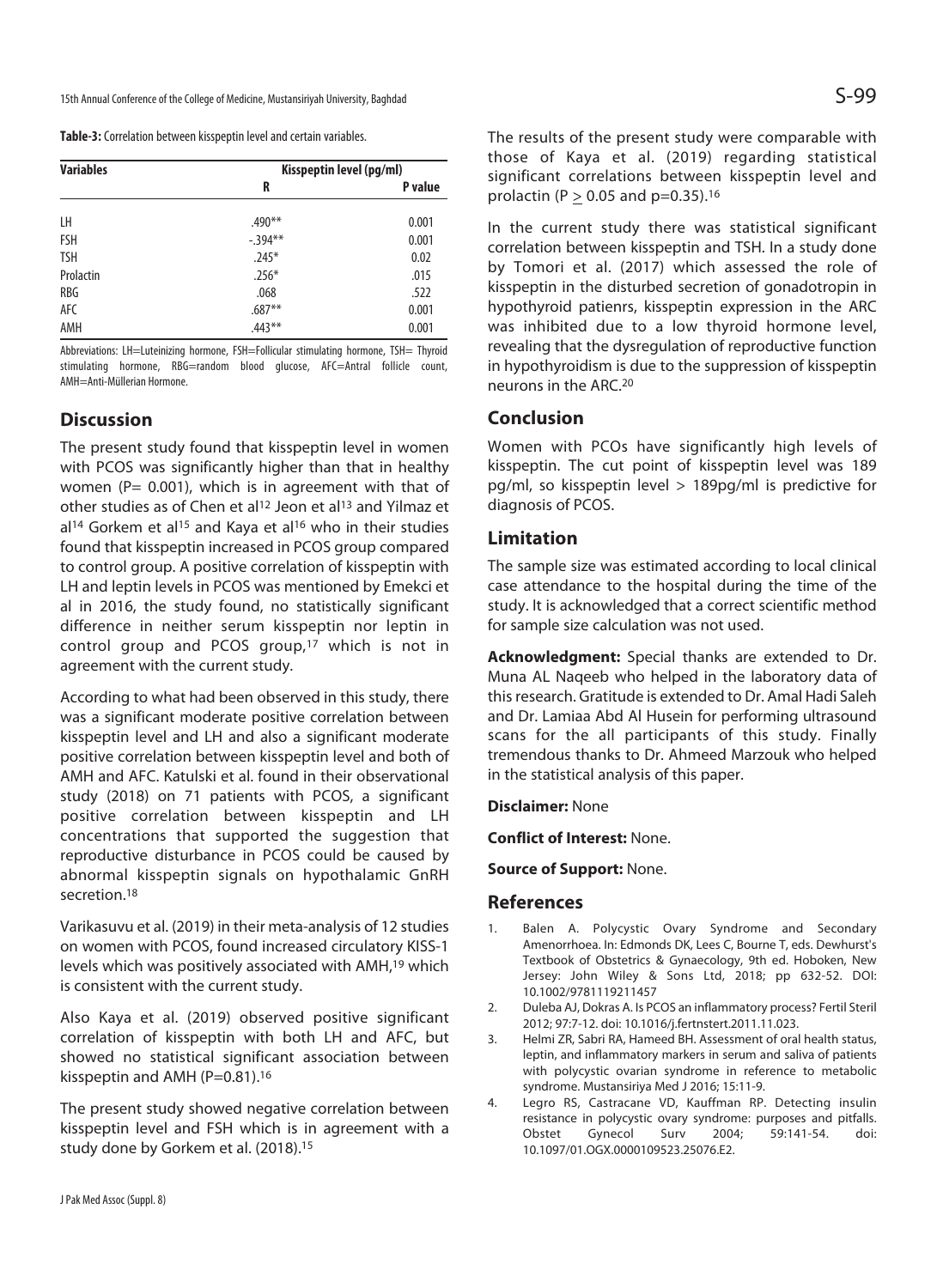**Table-3:** Correlation between kisspeptin level and certain variables.

| Variables | Kisspeptin level (pg/ml) | |
|---|---|---|
| | R | P value |
| LH | .490** | 0.001 |
| FSH | -.394** | 0.001 |
| TSH | .245* | 0.02 |
| Prolactin | .256* | .015 |
| RBG | .068 | .522 |
| AFC | .687** | 0.001 |
| AMH | .443** | 0.001 |

Abbreviations: LH=Luteinizing hormone, FSH=Follicular stimulating hormone, TSH= Thyroid stimulating hormone, RBG=random blood glucose, AFC=Antral follicle count, AMH=Anti-Müllerian Hormone.

## Discussion

The present study found that kisspeptin level in women with PCOS was significantly higher than that in healthy women (P= 0.001), which is in agreement with that of other studies as of Chen et al[12] Jeon et al[13] and Yilmaz et al[14] Gorkem et al[15] and Kaya et al[16] who in their studies found that kisspeptin increased in PCOS group compared to control group. A positive correlation of kisspeptin with LH and leptin levels in PCOS was mentioned by Emekci et al in 2016, the study found, no statistically significant difference in neither serum kisspeptin nor leptin in control group and PCOS group,[17] which is not in agreement with the current study.

According to what had been observed in this study, there was a significant moderate positive correlation between kisspeptin level and LH and also a significant moderate positive correlation between kisspeptin level and both of AMH and AFC. Katulski et al. found in their observational study (2018) on 71 patients with PCOS, a significant positive correlation between kisspeptin and LH concentrations that supported the suggestion that reproductive disturbance in PCOS could be caused by abnormal kisspeptin signals on hypothalamic GnRH secretion.[18]

Varikasuvu et al. (2019) in their meta-analysis of 12 studies on women with PCOS, found increased circulatory KISS-1 levels which was positively associated with AMH,[19] which is consistent with the current study.

Also Kaya et al. (2019) observed positive significant correlation of kisspeptin with both LH and AFC, but showed no statistical significant association between kisspeptin and AMH (P=0.81).[16]

The present study showed negative correlation between kisspeptin level and FSH which is in agreement with a study done by Gorkem et al. (2018).[15]

The results of the present study were comparable with those of Kaya et al. (2019) regarding statistical significant correlations between kisspeptin level and prolactin ($P \geq 0.05$ and p=0.35).[16]

In the current study there was statistical significant correlation between kisspeptin and TSH. In a study done by Tomori et al. (2017) which assessed the role of kisspeptin in the disturbed secretion of gonadotropin in hypothyroid patienrs, kisspeptin expression in the ARC was inhibited due to a low thyroid hormone level, revealing that the dysregulation of reproductive function in hypothyroidism is due to the suppression of kisspeptin neurons in the ARC.[20]

## Conclusion

Women with PCOs have significantly high levels of kisspeptin. The cut point of kisspeptin level was 189 pg/ml, so kisspeptin level > 189pg/ml is predictive for diagnosis of PCOS.

## Limitation

The sample size was estimated according to local clinical case attendance to the hospital during the time of the study. It is acknowledged that a correct scientific method for sample size calculation was not used.

**Acknowledgment:** Special thanks are extended to Dr. Muna AL Naqeeb who helped in the laboratory data of this research. Gratitude is extended to Dr. Amal Hadi Saleh and Dr. Lamiaa Abd Al Husein for performing ultrasound scans for the all participants of this study. Finally tremendous thanks to Dr. Ahmeed Marzouk who helped in the statistical analysis of this paper.

**Disclaimer:** None

**Conflict of Interest:** None.

**Source of Support:** None.

## References

1. Balen A. Polycystic Ovary Syndrome and Secondary Amenorrhoea. In: Edmonds DK, Lees C, Bourne T, eds. Dewhurst's Textbook of Obstetrics & Gynaecology, 9th ed. Hoboken, New Jersey: John Wiley & Sons Ltd, 2018; pp 632-52. DOI: 10.1002/9781119211457
2. Duleba AJ, Dokras A. Is PCOS an inflammatory process? Fertil Steril 2012; 97:7-12. doi: 10.1016/j.fertnstert.2011.11.023.
3. Helmi ZR, Sabri RA, Hameed BH. Assessment of oral health status, leptin, and inflammatory markers in serum and saliva of patients with polycystic ovarian syndrome in reference to metabolic syndrome. Mustansiriya Med J 2016; 15:11-9.
4. Legro RS, Castracane VD, Kauffman RP. Detecting insulin resistance in polycystic ovary syndrome: purposes and pitfalls. Obstet Gynecol Surv 2004; 59:141-54. doi: 10.1097/01.OGX.0000109523.25076.E2.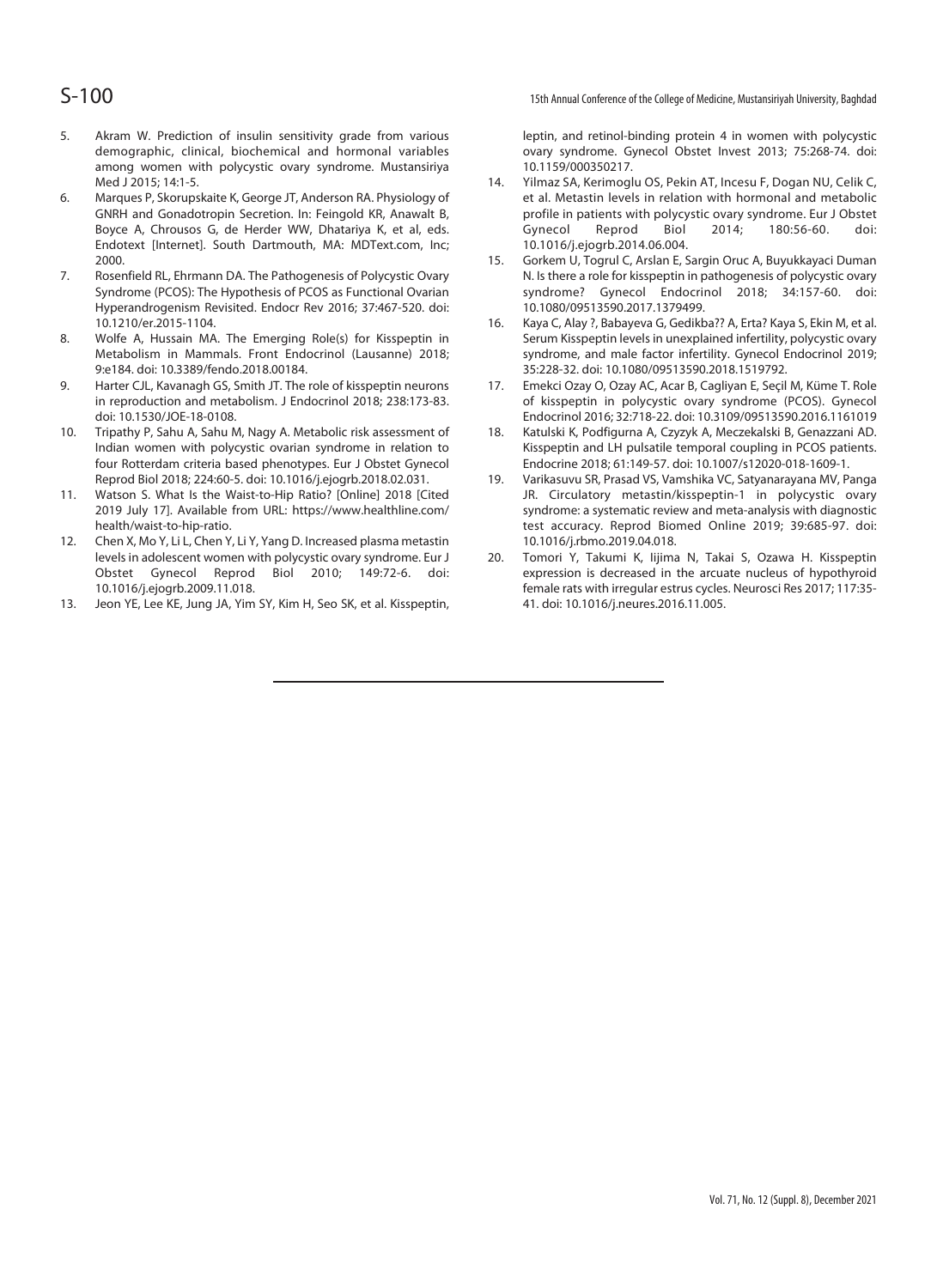5. Akram W. Prediction of insulin sensitivity grade from various demographic, clinical, biochemical and hormonal variables among women with polycystic ovary syndrome. Mustansiriya Med J 2015; 14:1-5.
6. Marques P, Skorupskaite K, George JT, Anderson RA. Physiology of GNRH and Gonadotropin Secretion. In: Feingold KR, Anawalt B, Boyce A, Chrousos G, de Herder WW, Dhatariya K, et al, eds. Endotext [Internet]. South Dartmouth, MA: MDText.com, Inc; 2000.
7. Rosenfield RL, Ehrmann DA. The Pathogenesis of Polycystic Ovary Syndrome (PCOS): The Hypothesis of PCOS as Functional Ovarian Hyperandrogenism Revisited. Endocr Rev 2016; 37:467-520. doi: 10.1210/er.2015-1104.
8. Wolfe A, Hussain MA. The Emerging Role(s) for Kisspeptin in Metabolism in Mammals. Front Endocrinol (Lausanne) 2018; 9:e184. doi: 10.3389/fendo.2018.00184.
9. Harter CJL, Kavanagh GS, Smith JT. The role of kisspeptin neurons in reproduction and metabolism. J Endocrinol 2018; 238:173-83. doi: 10.1530/JOE-18-0108.
10. Tripathy P, Sahu A, Sahu M, Nagy A. Metabolic risk assessment of Indian women with polycystic ovarian syndrome in relation to four Rotterdam criteria based phenotypes. Eur J Obstet Gynecol Reprod Biol 2018; 224:60-5. doi: 10.1016/j.ejogrb.2018.02.031.
11. Watson S. What Is the Waist-to-Hip Ratio? [Online] 2018 [Cited 2019 July 17]. Available from URL: https://www.healthline.com/health/waist-to-hip-ratio.
12. Chen X, Mo Y, Li L, Chen Y, Li Y, Yang D. Increased plasma metastin levels in adolescent women with polycystic ovary syndrome. Eur J Obstet Gynecol Reprod Biol 2010; 149:72-6. doi: 10.1016/j.ejogrb.2009.11.018.
13. Jeon YE, Lee KE, Jung JA, Yim SY, Kim H, Seo SK, et al. Kisspeptin, leptin, and retinol-binding protein 4 in women with polycystic ovary syndrome. Gynecol Obstet Invest 2013; 75:268-74. doi: 10.1159/000350217.
14. Yilmaz SA, Kerimoglu OS, Pekin AT, Incesu F, Dogan NU, Celik C, et al. Metastin levels in relation with hormonal and metabolic profile in patients with polycystic ovary syndrome. Eur J Obstet Gynecol Reprod Biol 2014; 180:56-60. doi: 10.1016/j.ejogrb.2014.06.004.
15. Gorkem U, Togrul C, Arslan E, Sargin Oruc A, Buyukkayaci Duman N. Is there a role for kisspeptin in pathogenesis of polycystic ovary syndrome? Gynecol Endocrinol 2018; 34:157-60. doi: 10.1080/09513590.2017.1379499.
16. Kaya C, Alay ?, Babayeva G, Gedikba?? A, Erta? Kaya S, Ekin M, et al. Serum Kisspeptin levels in unexplained infertility, polycystic ovary syndrome, and male factor infertility. Gynecol Endocrinol 2019; 35:228-32. doi: 10.1080/09513590.2018.1519792.
17. Emekci Ozay O, Ozay AC, Acar B, Cagliyan E, Seçil M, Küme T. Role of kisspeptin in polycystic ovary syndrome (PCOS). Gynecol Endocrinol 2016; 32:718-22. doi: 10.3109/09513590.2016.1161019
18. Katulski K, Podfigurna A, Czyzyk A, Meczekalski B, Genazzani AD. Kisspeptin and LH pulsatile temporal coupling in PCOS patients. Endocrine 2018; 61:149-57. doi: 10.1007/s12020-018-1609-1.
19. Varikasuvu SR, Prasad VS, Vamshika VC, Satyanarayana MV, Panga JR. Circulatory metastin/kisspeptin-1 in polycystic ovary syndrome: a systematic review and meta-analysis with diagnostic test accuracy. Reprod Biomed Online 2019; 39:685-97. doi: 10.1016/j.rbmo.2019.04.018.
20. Tomori Y, Takumi K, Iijima N, Takai S, Ozawa H. Kisspeptin expression is decreased in the arcuate nucleus of hypothyroid female rats with irregular estrus cycles. Neurosci Res 2017; 117:35-41. doi: 10.1016/j.neures.2016.11.005.